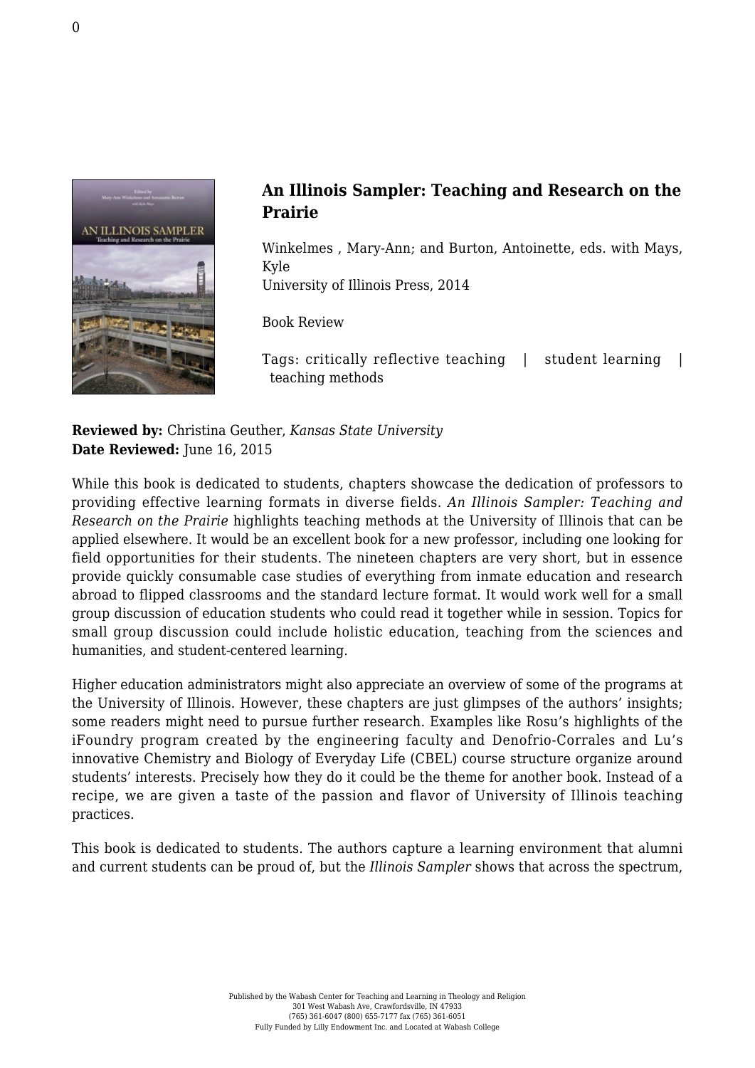## An Illinois Sampler: Teaching and Research on the Prairie

Winkelmes , Mary-Ann; and Burton, Antoinette, eds. with Mays, Kyle
University of Illinois Press, 2014

Book Review

Tags: critically reflective teaching | student learning | teaching methods

**Reviewed by:** Christina Geuther, *Kansas State University*
**Date Reviewed:** June 16, 2015

While this book is dedicated to students, chapters showcase the dedication of professors to providing effective learning formats in diverse fields. *An Illinois Sampler: Teaching and Research on the Prairie* highlights teaching methods at the University of Illinois that can be applied elsewhere. It would be an excellent book for a new professor, including one looking for field opportunities for their students. The nineteen chapters are very short, but in essence provide quickly consumable case studies of everything from inmate education and research abroad to flipped classrooms and the standard lecture format. It would work well for a small group discussion of education students who could read it together while in session. Topics for small group discussion could include holistic education, teaching from the sciences and humanities, and student-centered learning.

Higher education administrators might also appreciate an overview of some of the programs at the University of Illinois. However, these chapters are just glimpses of the authors' insights; some readers might need to pursue further research. Examples like Rosu's highlights of the iFoundry program created by the engineering faculty and Denofrio-Corrales and Lu's innovative Chemistry and Biology of Everyday Life (CBEL) course structure organize around students' interests. Precisely how they do it could be the theme for another book. Instead of a recipe, we are given a taste of the passion and flavor of University of Illinois teaching practices.

This book is dedicated to students. The authors capture a learning environment that alumni and current students can be proud of, but the *Illinois Sampler* shows that across the spectrum,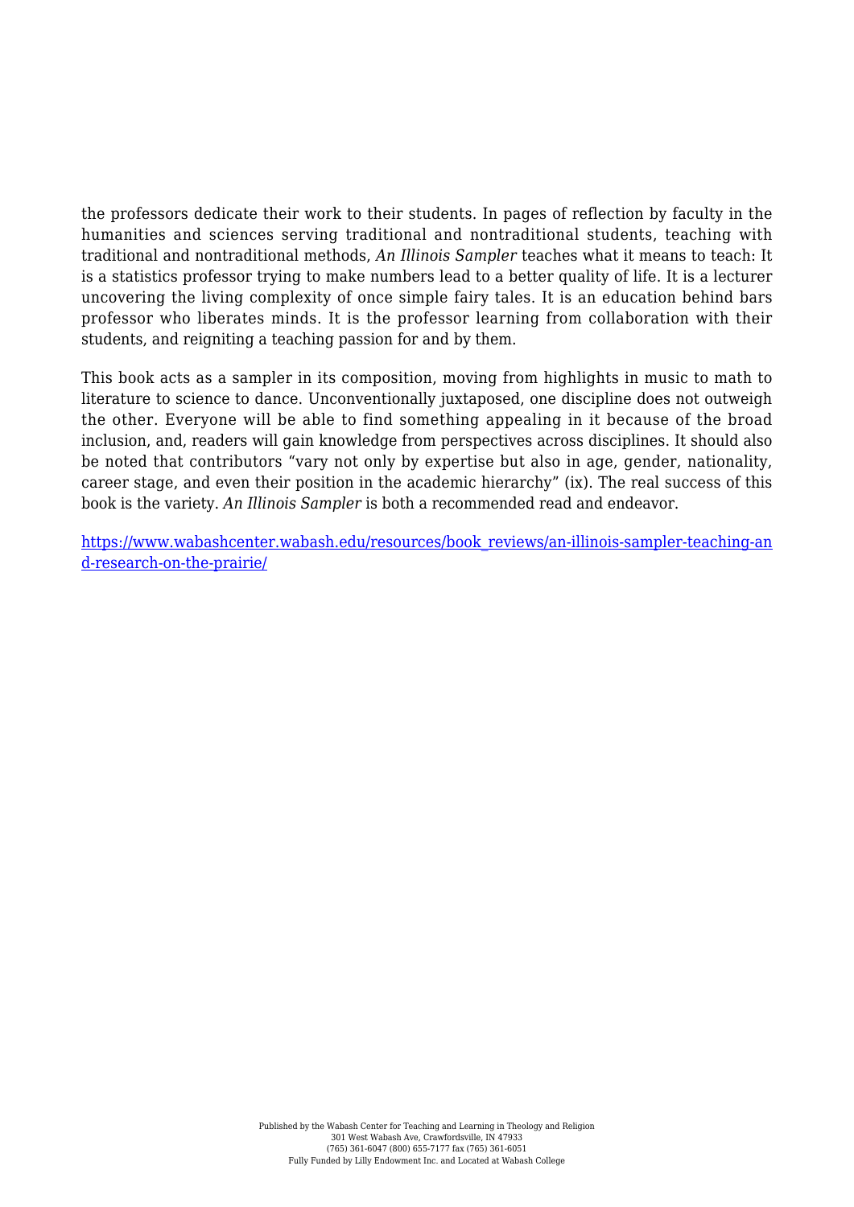the professors dedicate their work to their students. In pages of reflection by faculty in the humanities and sciences serving traditional and nontraditional students, teaching with traditional and nontraditional methods, *An Illinois Sampler* teaches what it means to teach: It is a statistics professor trying to make numbers lead to a better quality of life. It is a lecturer uncovering the living complexity of once simple fairy tales. It is an education behind bars professor who liberates minds. It is the professor learning from collaboration with their students, and reigniting a teaching passion for and by them.

This book acts as a sampler in its composition, moving from highlights in music to math to literature to science to dance. Unconventionally juxtaposed, one discipline does not outweigh the other. Everyone will be able to find something appealing in it because of the broad inclusion, and, readers will gain knowledge from perspectives across disciplines. It should also be noted that contributors "vary not only by expertise but also in age, gender, nationality, career stage, and even their position in the academic hierarchy" (ix). The real success of this book is the variety. *An Illinois Sampler* is both a recommended read and endeavor.

[https://www.wabashcenter.wabash.edu/resources/book_reviews/an-illinois-sampler-teaching-and-research-on-the-prairie/](https://www.wabashcenter.wabash.edu/resources/book_reviews/an-illinois-sampler-teaching-and-research-on-the-prairie/)

Published by the Wabash Center for Teaching and Learning in Theology and Religion
301 West Wabash Ave, Crawfordsville, IN 47933
(765) 361-6047 (800) 655-7177 fax (765) 361-6051
Fully Funded by Lilly Endowment Inc. and Located at Wabash College